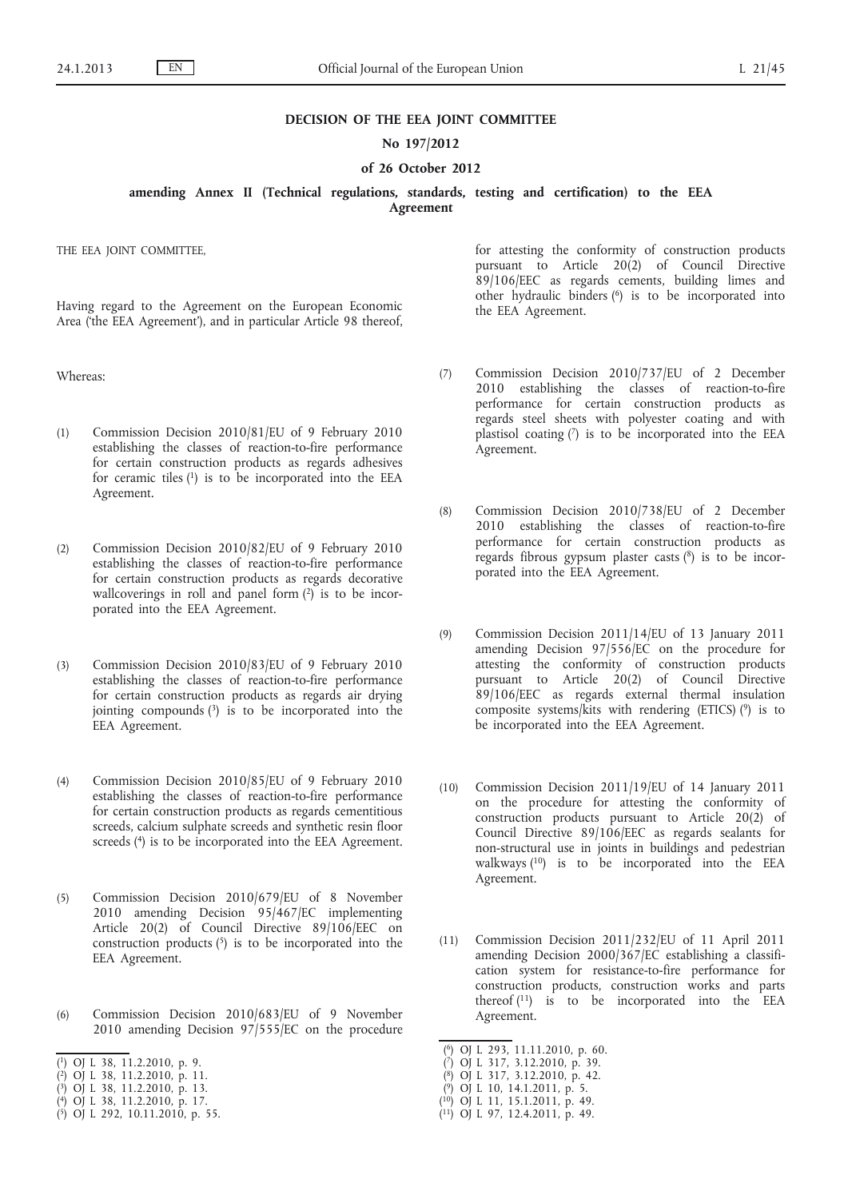**DECISION OF THE EEA JOINT COMMITTEE**

**No 197/2012**

**of 26 October 2012**

**amending Annex II (Technical regulations, standards, testing and certification) to the EEA Agreement**

THE EEA JOINT COMMITTEE,

Having regard to the Agreement on the European Economic Area ('the EEA Agreement'), and in particular Article 98 thereof,

Whereas:

(1) Commission Decision 2010/81/EU of 9 February 2010 establishing the classes of reaction-to-fire performance for certain construction products as regards adhesives for ceramic tiles [1] is to be incorporated into the EEA Agreement.

(2) Commission Decision 2010/82/EU of 9 February 2010 establishing the classes of reaction-to-fire performance for certain construction products as regards decorative wallcoverings in roll and panel form [2] is to be incorporated into the EEA Agreement.

(3) Commission Decision 2010/83/EU of 9 February 2010 establishing the classes of reaction-to-fire performance for certain construction products as regards air drying jointing compounds [3] is to be incorporated into the EEA Agreement.

(4) Commission Decision 2010/85/EU of 9 February 2010 establishing the classes of reaction-to-fire performance for certain construction products as regards cementitious screeds, calcium sulphate screeds and synthetic resin floor screeds [4] is to be incorporated into the EEA Agreement.

(5) Commission Decision 2010/679/EU of 8 November 2010 amending Decision 95/467/EC implementing Article 20(2) of Council Directive 89/106/EEC on construction products [5] is to be incorporated into the EEA Agreement.

(6) Commission Decision 2010/683/EU of 9 November 2010 amending Decision 97/555/EC on the procedure for attesting the conformity of construction products pursuant to Article 20(2) of Council Directive 89/106/EEC as regards cements, building limes and other hydraulic binders [6] is to be incorporated into the EEA Agreement.

(7) Commission Decision 2010/737/EU of 2 December 2010 establishing the classes of reaction-to-fire performance for certain construction products as regards steel sheets with polyester coating and with plastisol coating [7] is to be incorporated into the EEA Agreement.

(8) Commission Decision 2010/738/EU of 2 December 2010 establishing the classes of reaction-to-fire performance for certain construction products as regards fibrous gypsum plaster casts [8] is to be incorporated into the EEA Agreement.

(9) Commission Decision 2011/14/EU of 13 January 2011 amending Decision 97/556/EC on the procedure for attesting the conformity of construction products pursuant to Article 20(2) of Council Directive 89/106/EEC as regards external thermal insulation composite systems/kits with rendering (ETICS) [9] is to be incorporated into the EEA Agreement.

(10) Commission Decision 2011/19/EU of 14 January 2011 on the procedure for attesting the conformity of construction products pursuant to Article 20(2) of Council Directive 89/106/EEC as regards sealants for non-structural use in joints in buildings and pedestrian walkways [10] is to be incorporated into the EEA Agreement.

(11) Commission Decision 2011/232/EU of 11 April 2011 amending Decision 2000/367/EC establishing a classification system for resistance-to-fire performance for construction products, construction works and parts thereof [11] is to be incorporated into the EEA Agreement.

---

[1] OJ L 38, 11.2.2010, p. 9.
[2] OJ L 38, 11.2.2010, p. 11.
[3] OJ L 38, 11.2.2010, p. 13.
[4] OJ L 38, 11.2.2010, p. 17.
[5] OJ L 292, 10.11.2010, p. 55.
[6] OJ L 293, 11.11.2010, p. 60.
[7] OJ L 317, 3.12.2010, p. 39.
[8] OJ L 317, 3.12.2010, p. 42.
[9] OJ L 10, 14.1.2011, p. 5.
[10] OJ L 11, 15.1.2011, p. 49.
[11] OJ L 97, 12.4.2011, p. 49.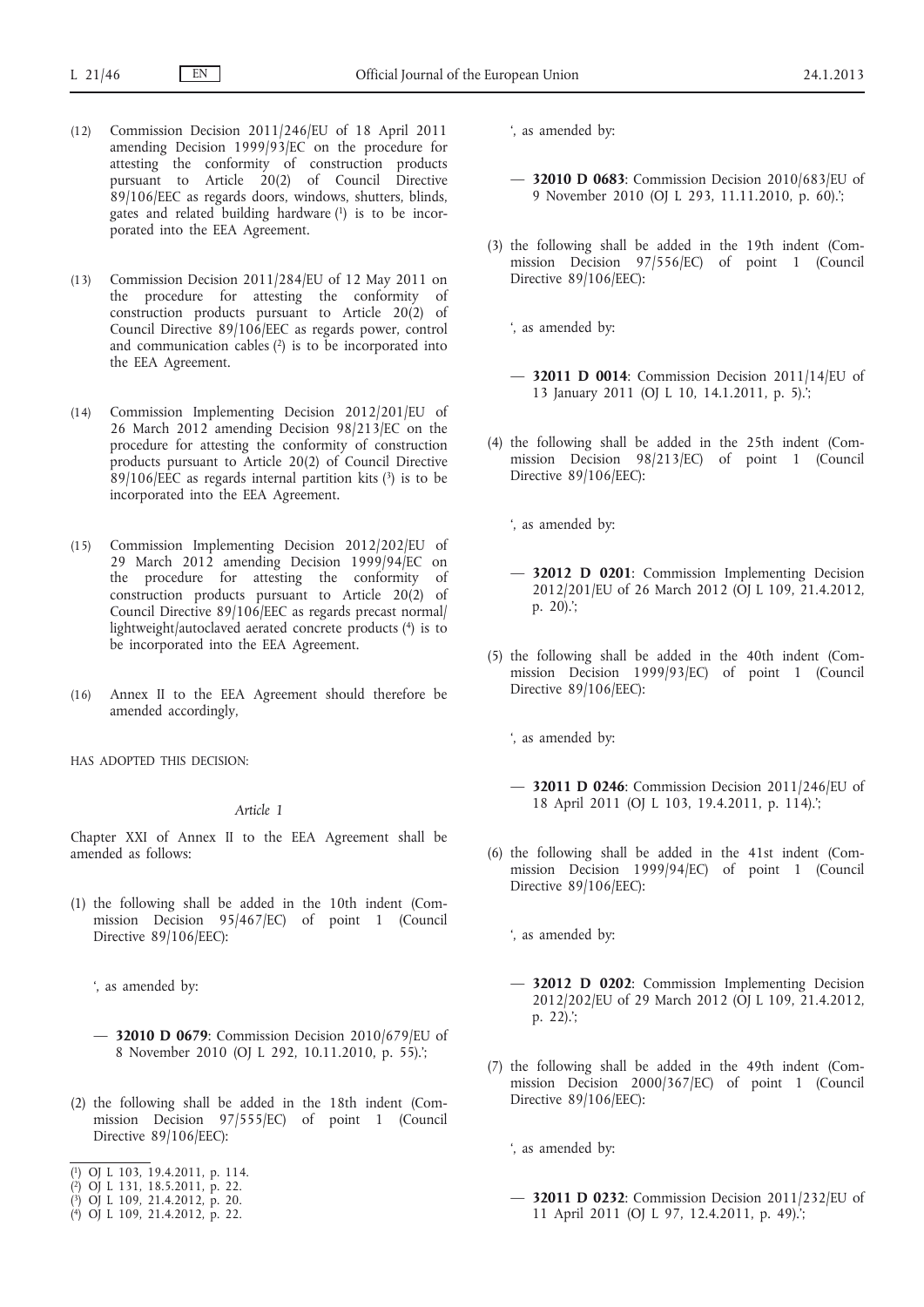(12) Commission Decision 2011/246/EU of 18 April 2011 amending Decision 1999/93/EC on the procedure for attesting the conformity of construction products pursuant to Article 20(2) of Council Directive 89/106/EEC as regards doors, windows, shutters, blinds, gates and related building hardware [1] is to be incorporated into the EEA Agreement.

(13) Commission Decision 2011/284/EU of 12 May 2011 on the procedure for attesting the conformity of construction products pursuant to Article 20(2) of Council Directive 89/106/EEC as regards power, control and communication cables [2] is to be incorporated into the EEA Agreement.

(14) Commission Implementing Decision 2012/201/EU of 26 March 2012 amending Decision 98/213/EC on the procedure for attesting the conformity of construction products pursuant to Article 20(2) of Council Directive 89/106/EEC as regards internal partition kits [3] is to be incorporated into the EEA Agreement.

(15) Commission Implementing Decision 2012/202/EU of 29 March 2012 amending Decision 1999/94/EC on the procedure for attesting the conformity of construction products pursuant to Article 20(2) of Council Directive 89/106/EEC as regards precast normal/lightweight/autoclaved aerated concrete products [4] is to be incorporated into the EEA Agreement.

(16) Annex II to the EEA Agreement should therefore be amended accordingly,

HAS ADOPTED THIS DECISION:

*Article 1*

Chapter XXI of Annex II to the EEA Agreement shall be amended as follows:

(1) the following shall be added in the 10th indent (Commission Decision 95/467/EC) of point 1 (Council Directive 89/106/EEC):

', as amended by:

— **32010 D 0679**: Commission Decision 2010/679/EU of 8 November 2010 (OJ L 292, 10.11.2010, p. 55).';

(2) the following shall be added in the 18th indent (Commission Decision 97/555/EC) of point 1 (Council Directive 89/106/EEC):

', as amended by:

— **32010 D 0683**: Commission Decision 2010/683/EU of 9 November 2010 (OJ L 293, 11.11.2010, p. 60).';

(3) the following shall be added in the 19th indent (Commission Decision 97/556/EC) of point 1 (Council Directive 89/106/EEC):

', as amended by:

— **32011 D 0014**: Commission Decision 2011/14/EU of 13 January 2011 (OJ L 10, 14.1.2011, p. 5).';

(4) the following shall be added in the 25th indent (Commission Decision 98/213/EC) of point 1 (Council Directive 89/106/EEC):

', as amended by:

— **32012 D 0201**: Commission Implementing Decision 2012/201/EU of 26 March 2012 (OJ L 109, 21.4.2012, p. 20).';

(5) the following shall be added in the 40th indent (Commission Decision 1999/93/EC) of point 1 (Council Directive 89/106/EEC):

', as amended by:

— **32011 D 0246**: Commission Decision 2011/246/EU of 18 April 2011 (OJ L 103, 19.4.2011, p. 114).';

(6) the following shall be added in the 41st indent (Commission Decision 1999/94/EC) of point 1 (Council Directive 89/106/EEC):

', as amended by:

— **32012 D 0202**: Commission Implementing Decision 2012/202/EU of 29 March 2012 (OJ L 109, 21.4.2012, p. 22).';

(7) the following shall be added in the 49th indent (Commission Decision 2000/367/EC) of point 1 (Council Directive 89/106/EEC):

', as amended by:

— **32011 D 0232**: Commission Decision 2011/232/EU of 11 April 2011 (OJ L 97, 12.4.2011, p. 49).';

---

[1] OJ L 103, 19.4.2011, p. 114.

[2] OJ L 131, 18.5.2011, p. 22.

[3] OJ L 109, 21.4.2012, p. 20.

[4] OJ L 109, 21.4.2012, p. 22.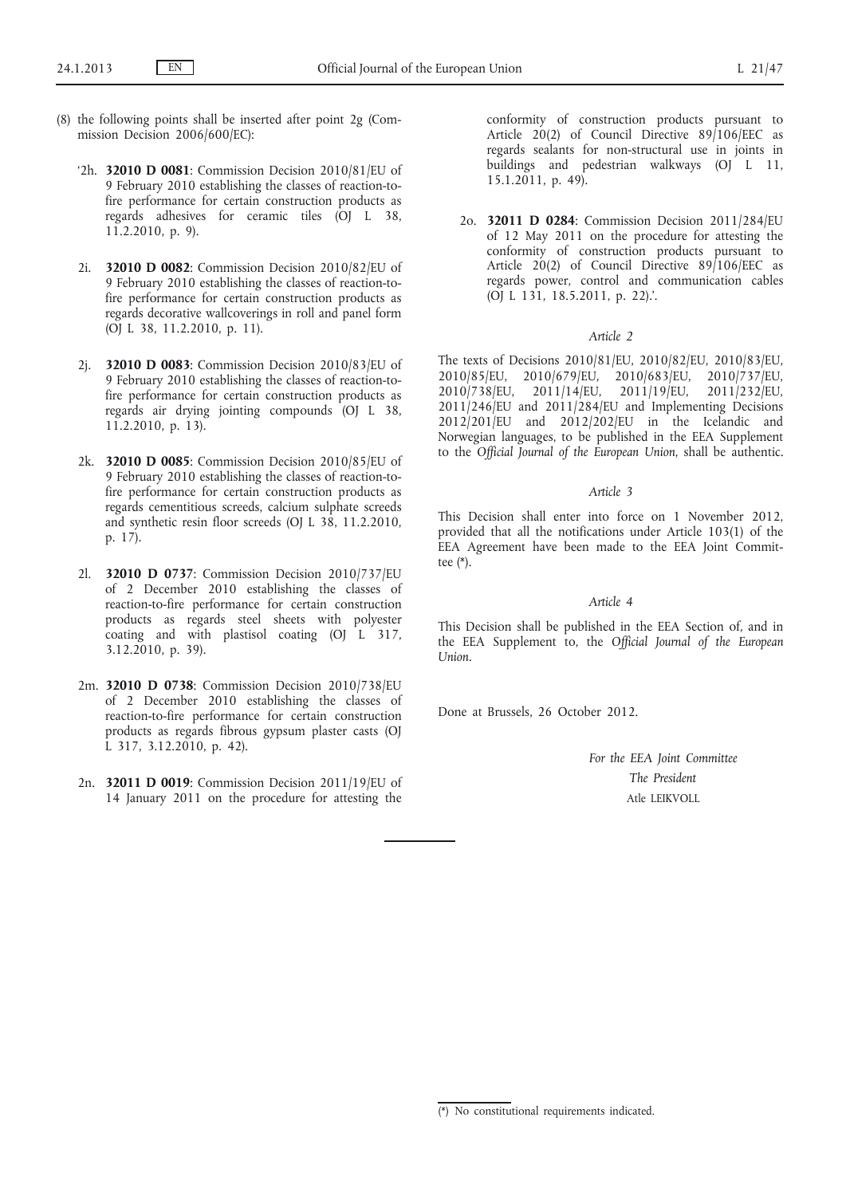(8) the following points shall be inserted after point 2g (Commission Decision 2006/600/EC):

'2h. **32010 D 0081**: Commission Decision 2010/81/EU of 9 February 2010 establishing the classes of reaction-to-fire performance for certain construction products as regards adhesives for ceramic tiles (OJ L 38, 11.2.2010, p. 9).

2i. **32010 D 0082**: Commission Decision 2010/82/EU of 9 February 2010 establishing the classes of reaction-to-fire performance for certain construction products as regards decorative wallcoverings in roll and panel form (OJ L 38, 11.2.2010, p. 11).

2j. **32010 D 0083**: Commission Decision 2010/83/EU of 9 February 2010 establishing the classes of reaction-to-fire performance for certain construction products as regards air drying jointing compounds (OJ L 38, 11.2.2010, p. 13).

2k. **32010 D 0085**: Commission Decision 2010/85/EU of 9 February 2010 establishing the classes of reaction-to-fire performance for certain construction products as regards cementitious screeds, calcium sulphate screeds and synthetic resin floor screeds (OJ L 38, 11.2.2010, p. 17).

2l. **32010 D 0737**: Commission Decision 2010/737/EU of 2 December 2010 establishing the classes of reaction-to-fire performance for certain construction products as regards steel sheets with polyester coating and with plastisol coating (OJ L 317, 3.12.2010, p. 39).

2m. **32010 D 0738**: Commission Decision 2010/738/EU of 2 December 2010 establishing the classes of reaction-to-fire performance for certain construction products as regards fibrous gypsum plaster casts (OJ L 317, 3.12.2010, p. 42).

2n. **32011 D 0019**: Commission Decision 2011/19/EU of 14 January 2011 on the procedure for attesting the conformity of construction products pursuant to Article 20(2) of Council Directive 89/106/EEC as regards sealants for non-structural use in joints in buildings and pedestrian walkways (OJ L 11, 15.1.2011, p. 49).

2o. **32011 D 0284**: Commission Decision 2011/284/EU of 12 May 2011 on the procedure for attesting the conformity of construction products pursuant to Article 20(2) of Council Directive 89/106/EEC as regards power, control and communication cables (OJ L 131, 18.5.2011, p. 22).'.

*Article 2*

The texts of Decisions 2010/81/EU, 2010/82/EU, 2010/83/EU, 2010/85/EU, 2010/679/EU, 2010/683/EU, 2010/737/EU, 2010/738/EU, 2011/14/EU, 2011/19/EU, 2011/232/EU, 2011/246/EU and 2011/284/EU and Implementing Decisions 2012/201/EU and 2012/202/EU in the Icelandic and Norwegian languages, to be published in the EEA Supplement to the *Official Journal of the European Union*, shall be authentic.

*Article 3*

This Decision shall enter into force on 1 November 2012, provided that all the notifications under Article 103(1) of the EEA Agreement have been made to the EEA Joint Committee (*).

*Article 4*

This Decision shall be published in the EEA Section of, and in the EEA Supplement to, the *Official Journal of the European Union*.

Done at Brussels, 26 October 2012.

*For the EEA Joint Committee*

*The President*

Atle LEIKVOLL

(*) No constitutional requirements indicated.